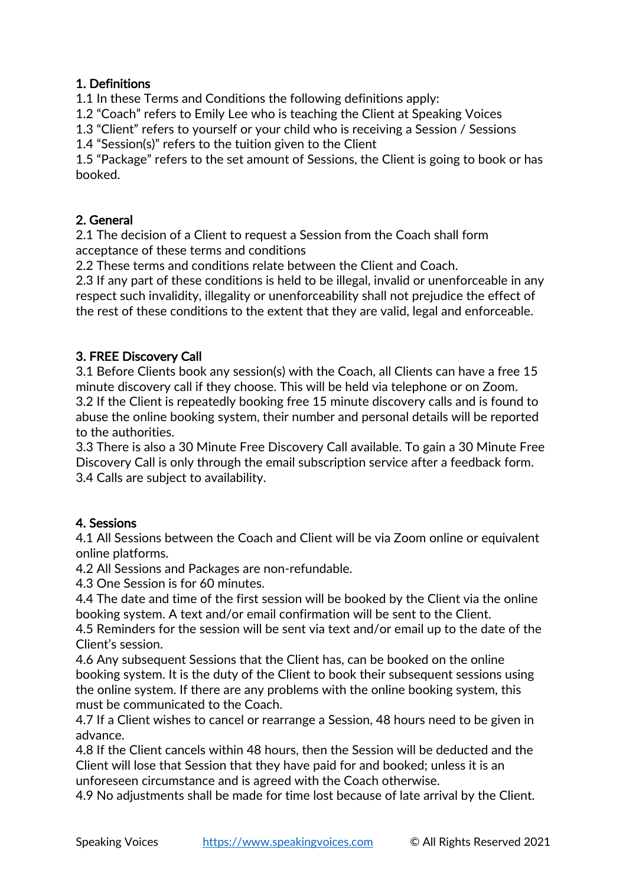## 1. Definitions

1.1 In these Terms and Conditions the following definitions apply:
1.2 "Coach" refers to Emily Lee who is teaching the Client at Speaking Voices
1.3 "Client" refers to yourself or your child who is receiving a Session / Sessions
1.4 "Session(s)" refers to the tuition given to the Client
1.5 "Package" refers to the set amount of Sessions, the Client is going to book or has booked.

## 2. General

2.1 The decision of a Client to request a Session from the Coach shall form acceptance of these terms and conditions
2.2 These terms and conditions relate between the Client and Coach.
2.3 If any part of these conditions is held to be illegal, invalid or unenforceable in any respect such invalidity, illegality or unenforceability shall not prejudice the effect of the rest of these conditions to the extent that they are valid, legal and enforceable.

## 3. FREE Discovery Call

3.1 Before Clients book any session(s) with the Coach, all Clients can have a free 15 minute discovery call if they choose. This will be held via telephone or on Zoom.
3.2 If the Client is repeatedly booking free 15 minute discovery calls and is found to abuse the online booking system, their number and personal details will be reported to the authorities.
3.3 There is also a 30 Minute Free Discovery Call available. To gain a 30 Minute Free Discovery Call is only through the email subscription service after a feedback form.
3.4 Calls are subject to availability.

## 4. Sessions

4.1 All Sessions between the Coach and Client will be via Zoom online or equivalent online platforms.
4.2 All Sessions and Packages are non-refundable.
4.3 One Session is for 60 minutes.
4.4 The date and time of the first session will be booked by the Client via the online booking system. A text and/or email confirmation will be sent to the Client.
4.5 Reminders for the session will be sent via text and/or email up to the date of the Client's session.
4.6 Any subsequent Sessions that the Client has, can be booked on the online booking system. It is the duty of the Client to book their subsequent sessions using the online system. If there are any problems with the online booking system, this must be communicated to the Coach.
4.7 If a Client wishes to cancel or rearrange a Session, 48 hours need to be given in advance.
4.8 If the Client cancels within 48 hours, then the Session will be deducted and the Client will lose that Session that they have paid for and booked; unless it is an unforeseen circumstance and is agreed with the Coach otherwise.
4.9 No adjustments shall be made for time lost because of late arrival by the Client.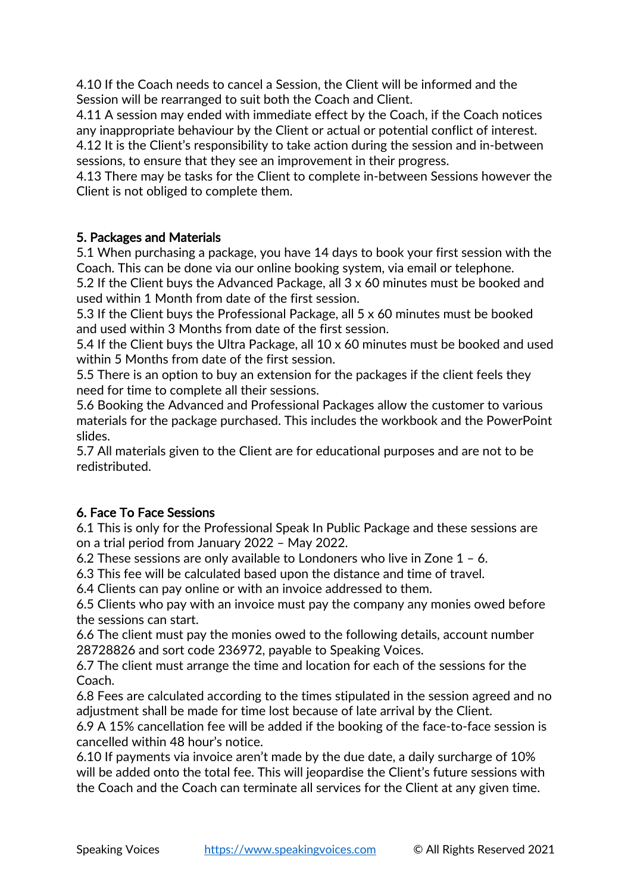4.10 If the Coach needs to cancel a Session, the Client will be informed and the Session will be rearranged to suit both the Coach and Client.
4.11 A session may ended with immediate effect by the Coach, if the Coach notices any inappropriate behaviour by the Client or actual or potential conflict of interest.
4.12 It is the Client's responsibility to take action during the session and in-between sessions, to ensure that they see an improvement in their progress.
4.13 There may be tasks for the Client to complete in-between Sessions however the Client is not obliged to complete them.

## 5. Packages and Materials

5.1 When purchasing a package, you have 14 days to book your first session with the Coach. This can be done via our online booking system, via email or telephone.
5.2 If the Client buys the Advanced Package, all 3 x 60 minutes must be booked and used within 1 Month from date of the first session.
5.3 If the Client buys the Professional Package, all 5 x 60 minutes must be booked and used within 3 Months from date of the first session.
5.4 If the Client buys the Ultra Package, all 10 x 60 minutes must be booked and used within 5 Months from date of the first session.
5.5 There is an option to buy an extension for the packages if the client feels they need for time to complete all their sessions.
5.6 Booking the Advanced and Professional Packages allow the customer to various materials for the package purchased. This includes the workbook and the PowerPoint slides.
5.7 All materials given to the Client are for educational purposes and are not to be redistributed.

## 6. Face To Face Sessions

6.1 This is only for the Professional Speak In Public Package and these sessions are on a trial period from January 2022 – May 2022.
6.2 These sessions are only available to Londoners who live in Zone 1 – 6.
6.3 This fee will be calculated based upon the distance and time of travel.
6.4 Clients can pay online or with an invoice addressed to them.
6.5 Clients who pay with an invoice must pay the company any monies owed before the sessions can start.
6.6 The client must pay the monies owed to the following details, account number 28728826 and sort code 236972, payable to Speaking Voices.
6.7 The client must arrange the time and location for each of the sessions for the Coach.
6.8 Fees are calculated according to the times stipulated in the session agreed and no adjustment shall be made for time lost because of late arrival by the Client.
6.9 A 15% cancellation fee will be added if the booking of the face-to-face session is cancelled within 48 hour's notice.
6.10 If payments via invoice aren't made by the due date, a daily surcharge of 10% will be added onto the total fee. This will jeopardise the Client's future sessions with the Coach and the Coach can terminate all services for the Client at any given time.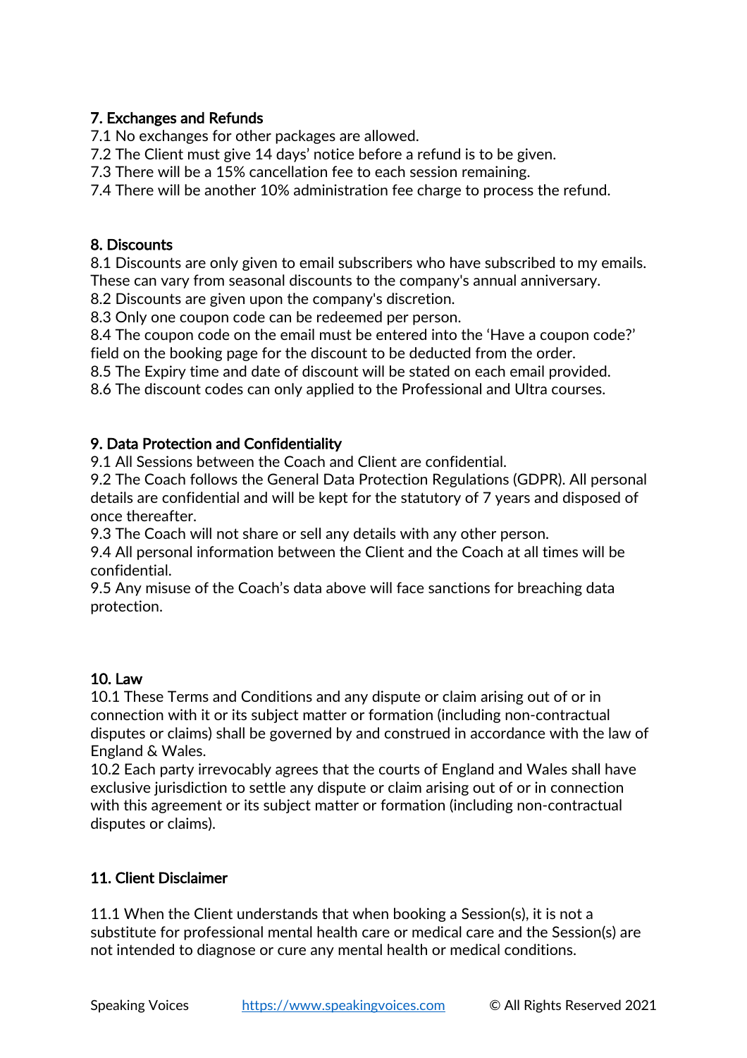## 7. Exchanges and Refunds

7.1 No exchanges for other packages are allowed.
7.2 The Client must give 14 days' notice before a refund is to be given.
7.3 There will be a 15% cancellation fee to each session remaining.
7.4 There will be another 10% administration fee charge to process the refund.

## 8. Discounts

8.1 Discounts are only given to email subscribers who have subscribed to my emails. These can vary from seasonal discounts to the company's annual anniversary.
8.2 Discounts are given upon the company's discretion.
8.3 Only one coupon code can be redeemed per person.
8.4 The coupon code on the email must be entered into the 'Have a coupon code?' field on the booking page for the discount to be deducted from the order.
8.5 The Expiry time and date of discount will be stated on each email provided.
8.6 The discount codes can only applied to the Professional and Ultra courses.

## 9. Data Protection and Confidentiality

9.1 All Sessions between the Coach and Client are confidential.
9.2 The Coach follows the General Data Protection Regulations (GDPR). All personal details are confidential and will be kept for the statutory of 7 years and disposed of once thereafter.
9.3 The Coach will not share or sell any details with any other person.
9.4 All personal information between the Client and the Coach at all times will be confidential.
9.5 Any misuse of the Coach's data above will face sanctions for breaching data protection.

## 10. Law

10.1 These Terms and Conditions and any dispute or claim arising out of or in connection with it or its subject matter or formation (including non-contractual disputes or claims) shall be governed by and construed in accordance with the law of England & Wales.
10.2 Each party irrevocably agrees that the courts of England and Wales shall have exclusive jurisdiction to settle any dispute or claim arising out of or in connection with this agreement or its subject matter or formation (including non-contractual disputes or claims).

## 11. Client Disclaimer

11.1 When the Client understands that when booking a Session(s), it is not a substitute for professional mental health care or medical care and the Session(s) are not intended to diagnose or cure any mental health or medical conditions.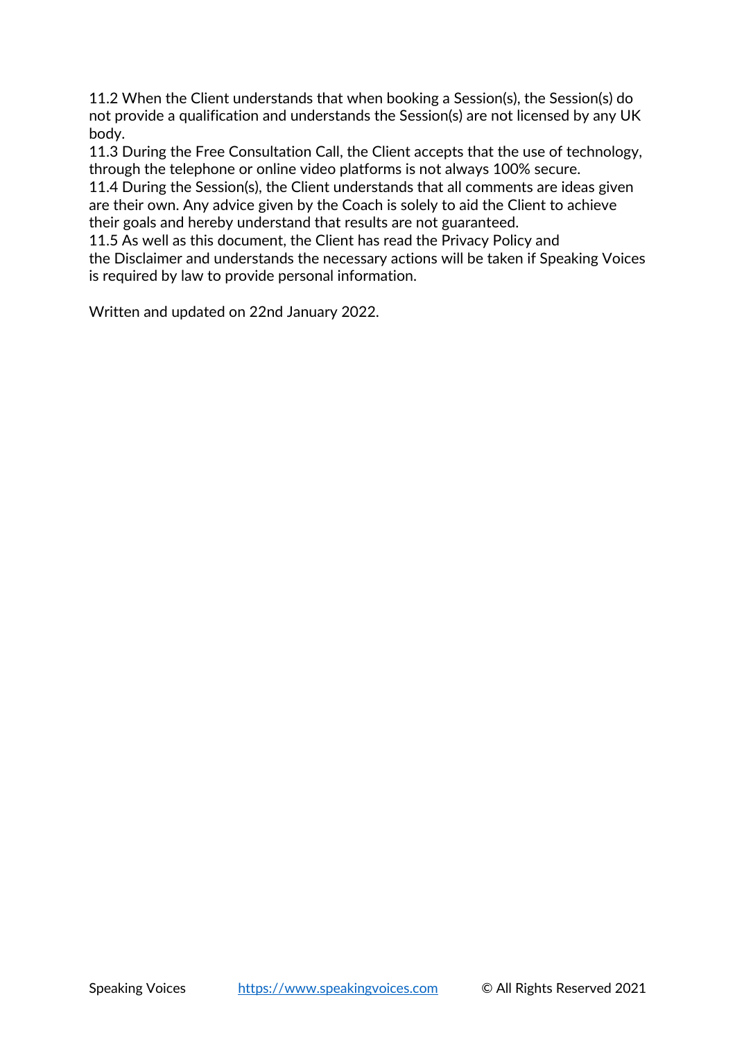11.2 When the Client understands that when booking a Session(s), the Session(s) do not provide a qualification and understands the Session(s) are not licensed by any UK body.
11.3 During the Free Consultation Call, the Client accepts that the use of technology, through the telephone or online video platforms is not always 100% secure.
11.4 During the Session(s), the Client understands that all comments are ideas given are their own. Any advice given by the Coach is solely to aid the Client to achieve their goals and hereby understand that results are not guaranteed.
11.5 As well as this document, the Client has read the Privacy Policy and the Disclaimer and understands the necessary actions will be taken if Speaking Voices is required by law to provide personal information.

Written and updated on 22nd January 2022.